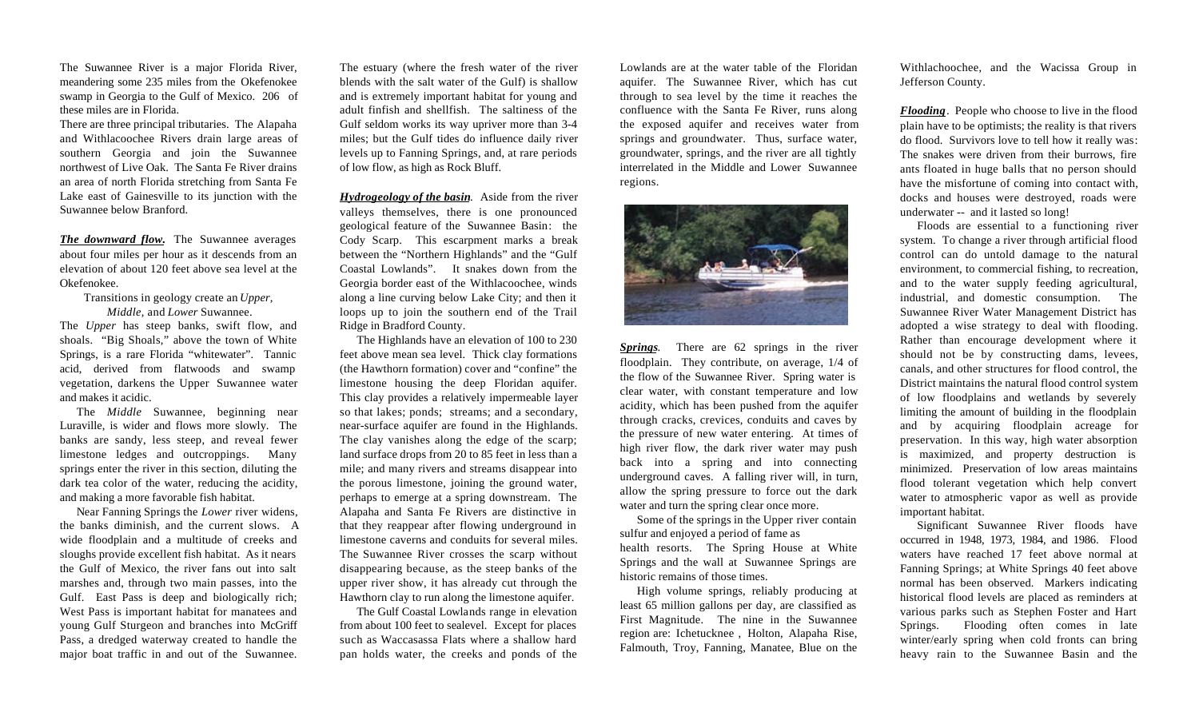The Suwannee River is a major Florida River, meandering some 235 miles from the Okefenokee swamp in Georgia to the Gulf of Mexico. 206 of these miles are in Florida.

There are three principal tributaries. The Alapaha and Withlacoochee Rivers drain large areas of southern Georgia and join the Suwannee northwest of Live Oak. The Santa Fe River drains an area of north Florida stretching from Santa Fe Lake east of Gainesville to its junction with the Suwannee below Branford.

***The downward flow.*** The Suwannee averages about four miles per hour as it descends from an elevation of about 120 feet above sea level at the Okefenokee.

Transitions in geology create an *Upper*, *Middle*, and *Lower* Suwannee.

The *Upper* has steep banks, swift flow, and shoals. "Big Shoals," above the town of White Springs, is a rare Florida "whitewater". Tannic acid, derived from flatwoods and swamp vegetation, darkens the Upper Suwannee water and makes it acidic.

The *Middle* Suwannee, beginning near Luraville, is wider and flows more slowly. The banks are sandy, less steep, and reveal fewer limestone ledges and outcroppings. Many springs enter the river in this section, diluting the dark tea color of the water, reducing the acidity, and making a more favorable fish habitat.

Near Fanning Springs the *Lower* river widens, the banks diminish, and the current slows. A wide floodplain and a multitude of creeks and sloughs provide excellent fish habitat. As it nears the Gulf of Mexico, the river fans out into salt marshes and, through two main passes, into the Gulf. East Pass is deep and biologically rich; West Pass is important habitat for manatees and young Gulf Sturgeon and branches into McGriff Pass, a dredged waterway created to handle the major boat traffic in and out of the Suwannee.

The estuary (where the fresh water of the river blends with the salt water of the Gulf) is shallow and is extremely important habitat for young and adult finfish and shellfish. The saltiness of the Gulf seldom works its way upriver more than 3-4 miles; but the Gulf tides do influence daily river levels up to Fanning Springs, and, at rare periods of low flow, as high as Rock Bluff.

***Hydrogeology of the basin.*** Aside from the river valleys themselves, there is one pronounced geological feature of the Suwannee Basin: the Cody Scarp. This escarpment marks a break between the "Northern Highlands" and the "Gulf Coastal Lowlands". It snakes down from the Georgia border east of the Withlacoochee, winds along a line curving below Lake City; and then it loops up to join the southern end of the Trail Ridge in Bradford County.

The Highlands have an elevation of 100 to 230 feet above mean sea level. Thick clay formations (the Hawthorn formation) cover and "confine" the limestone housing the deep Floridan aquifer. This clay provides a relatively impermeable layer so that lakes; ponds; streams; and a secondary, near-surface aquifer are found in the Highlands. The clay vanishes along the edge of the scarp; land surface drops from 20 to 85 feet in less than a mile; and many rivers and streams disappear into the porous limestone, joining the ground water, perhaps to emerge at a spring downstream. The Alapaha and Santa Fe Rivers are distinctive in that they reappear after flowing underground in limestone caverns and conduits for several miles. The Suwannee River crosses the scarp without disappearing because, as the steep banks of the upper river show, it has already cut through the Hawthorn clay to run along the limestone aquifer.

The Gulf Coastal Lowlands range in elevation from about 100 feet to sealevel. Except for places such as Waccasassa Flats where a shallow hard pan holds water, the creeks and ponds of the Lowlands are at the water table of the Floridan aquifer. The Suwannee River, which has cut through to sea level by the time it reaches the confluence with the Santa Fe River, runs along the exposed aquifer and receives water from springs and groundwater. Thus, surface water, groundwater, springs, and the river are all tightly interrelated in the Middle and Lower Suwannee regions.

***Springs.*** There are 62 springs in the river floodplain. They contribute, on average, 1/4 of the flow of the Suwannee River. Spring water is clear water, with constant temperature and low acidity, which has been pushed from the aquifer through cracks, crevices, conduits and caves by the pressure of new water entering. At times of high river flow, the dark river water may push back into a spring and into connecting underground caves. A falling river will, in turn, allow the spring pressure to force out the dark water and turn the spring clear once more.

Some of the springs in the Upper river contain sulfur and enjoyed a period of fame as health resorts. The Spring House at White Springs and the wall at Suwannee Springs are historic remains of those times.

High volume springs, reliably producing at least 65 million gallons per day, are classified as First Magnitude. The nine in the Suwannee region are: Ichetucknee , Holton, Alapaha Rise, Falmouth, Troy, Fanning, Manatee, Blue on the Withlachoochee, and the Wacissa Group in Jefferson County.

***Flooding.*** People who choose to live in the flood plain have to be optimists; the reality is that rivers do flood. Survivors love to tell how it really was: The snakes were driven from their burrows, fire ants floated in huge balls that no person should have the misfortune of coming into contact with, docks and houses were destroyed, roads were underwater -- and it lasted so long!

Floods are essential to a functioning river system. To change a river through artificial flood control can do untold damage to the natural environment, to commercial fishing, to recreation, and to the water supply feeding agricultural, industrial, and domestic consumption. The Suwannee River Water Management District has adopted a wise strategy to deal with flooding. Rather than encourage development where it should not be by constructing dams, levees, canals, and other structures for flood control, the District maintains the natural flood control system of low floodplains and wetlands by severely limiting the amount of building in the floodplain and by acquiring floodplain acreage for preservation. In this way, high water absorption is maximized, and property destruction is minimized. Preservation of low areas maintains flood tolerant vegetation which help convert water to atmospheric vapor as well as provide important habitat.

Significant Suwannee River floods have occurred in 1948, 1973, 1984, and 1986. Flood waters have reached 17 feet above normal at Fanning Springs; at White Springs 40 feet above normal has been observed. Markers indicating historical flood levels are placed as reminders at various parks such as Stephen Foster and Hart Springs. Flooding often comes in late winter/early spring when cold fronts can bring heavy rain to the Suwannee Basin and the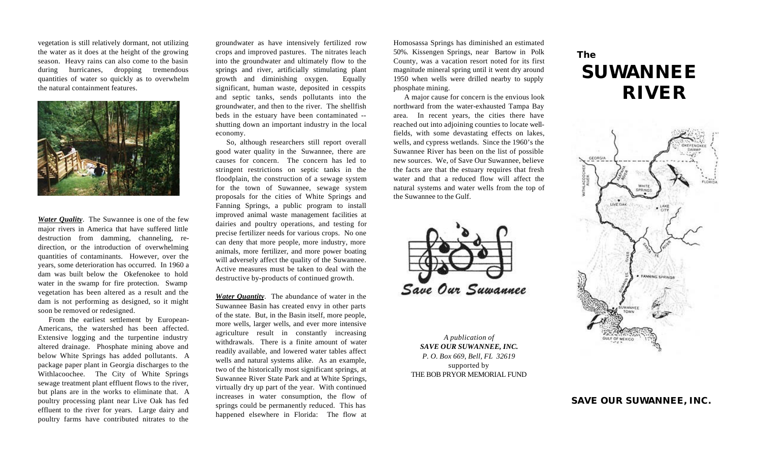vegetation is still relatively dormant, not utilizing the water as it does at the height of the growing season. Heavy rains can also come to the basin during hurricanes, dropping tremendous quantities of water so quickly as to overwhelm the natural containment features.

***Water Quality***. The Suwannee is one of the few major rivers in America that have suffered little destruction from damming, channeling, re-direction, or the introduction of overwhelming quantities of contaminants. However, over the years, some deterioration has occurred. In 1960 a dam was built below the Okefenokee to hold water in the swamp for fire protection. Swamp vegetation has been altered as a result and the dam is not performing as designed, so it might soon be removed or redesigned.

From the earliest settlement by European-Americans, the watershed has been affected. Extensive logging and the turpentine industry altered drainage. Phosphate mining above and below White Springs has added pollutants. A package paper plant in Georgia discharges to the Withlacoochee. The City of White Springs sewage treatment plant effluent flows to the river, but plans are in the works to eliminate that. A poultry processing plant near Live Oak has fed effluent to the river for years. Large dairy and poultry farms have contributed nitrates to the groundwater as have intensively fertilized row crops and improved pastures. The nitrates leach into the groundwater and ultimately flow to the springs and river, artificially stimulating plant growth and diminishing oxygen. Equally significant, human waste, deposited in cesspits and septic tanks, sends pollutants into the groundwater, and then to the river. The shellfish beds in the estuary have been contaminated -- shutting down an important industry in the local economy.

So, although researchers still report overall good water quality in the Suwannee, there are causes for concern. The concern has led to stringent restrictions on septic tanks in the floodplain, the construction of a sewage system for the town of Suwannee, sewage system proposals for the cities of White Springs and Fanning Springs, a public program to install improved animal waste management facilities at dairies and poultry operations, and testing for precise fertilizer needs for various crops. No one can deny that more people, more industry, more animals, more fertilizer, and more power boating will adversely affect the quality of the Suwannee. Active measures must be taken to deal with the destructive by-products of continued growth.

***Water Quantity***. The abundance of water in the Suwannee Basin has created envy in other parts of the state. But, in the Basin itself, more people, more wells, larger wells, and ever more intensive agriculture result in constantly increasing withdrawals. There is a finite amount of water readily available, and lowered water tables affect wells and natural systems alike. As an example, two of the historically most significant springs, at Suwannee River State Park and at White Springs, virtually dry up part of the year. With continued increases in water consumption, the flow of springs could be permanently reduced. This has happened elsewhere in Florida: The flow at Homosassa Springs has diminished an estimated 50%. Kissengen Springs, near Bartow in Polk County, was a vacation resort noted for its first magnitude mineral spring until it went dry around 1950 when wells were drilled nearby to supply phosphate mining.

A major cause for concern is the envious look northward from the water-exhausted Tampa Bay area. In recent years, the cities there have reached out into adjoining counties to locate well-fields, with some devastating effects on lakes, wells, and cypress wetlands. Since the 1960's the Suwannee River has been on the list of possible new sources. We, of Save Our Suwannee, believe the facts are that the estuary requires that fresh water and that a reduced flow will affect the natural systems and water wells from the top of the Suwannee to the Gulf.

Save Our Suwannee

*A publication of*
***SAVE OUR SUWANNEE, INC.***
*P. O. Box 669, Bell, FL 32619*
supported by
THE BOB PRYOR MEMORIAL FUND

# The SUWANNEE RIVER

GEORGIA
OKEFENOKEE SWAMP
FLORIDA
WITHLACOOCHEE RIVER
ALAPAHA RIVER
WHITE SPRINGS
LIVE OAK
LAKE CITY
SANTA FE RIVER
SUWANNEE RIVER
FANNING SPRINGS
SUWANNEE TOWN
GULF OF MEXICO

**SAVE OUR SUWANNEE, INC.**